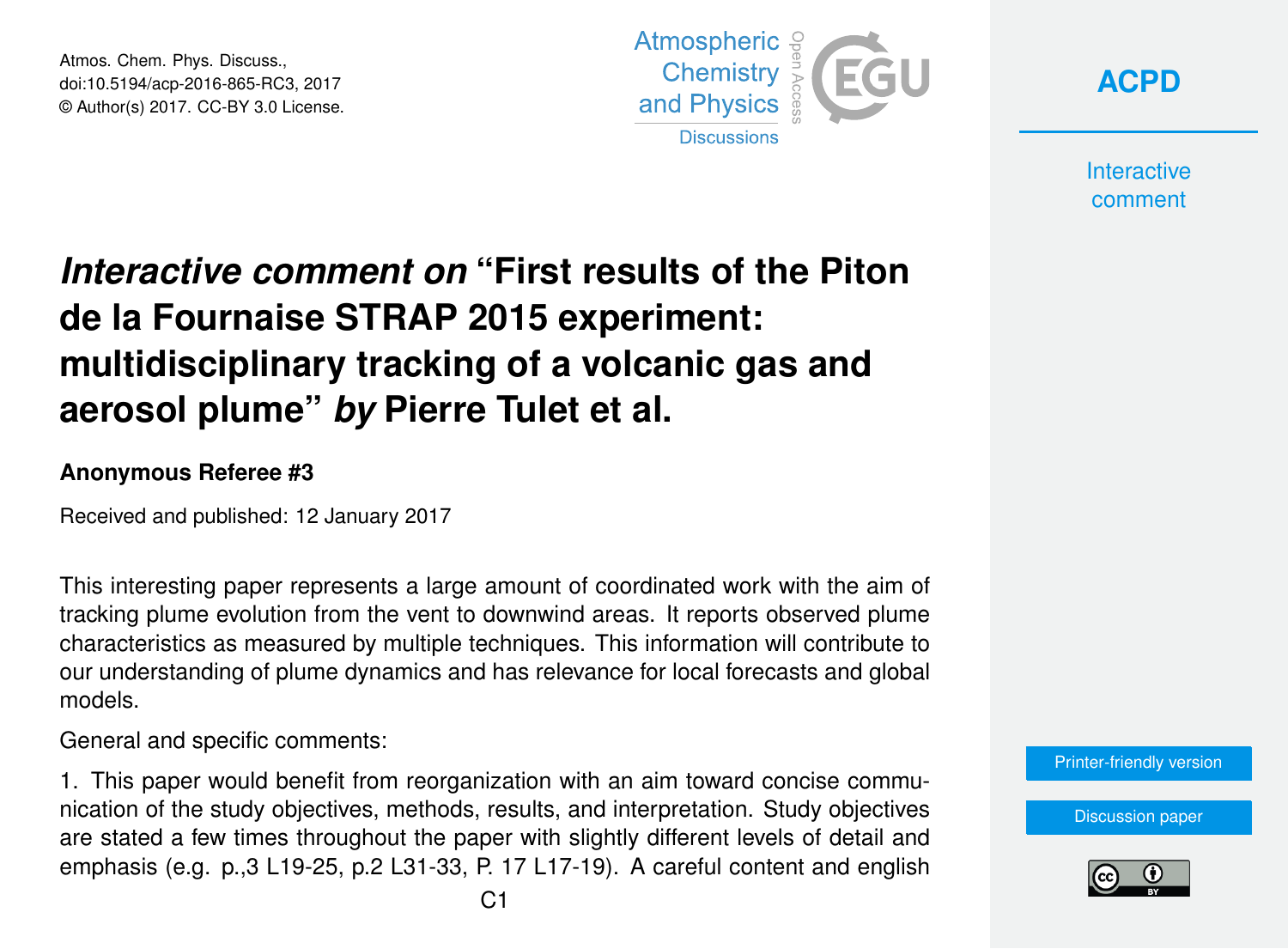Atmos. Chem. Phys. Discuss.,
doi:10.5194/acp-2016-865-RC3, 2017
© Author(s) 2017. CC-BY 3.0 License.

# *Interactive comment on* "First results of the Piton de la Fournaise STRAP 2015 experiment: multidisciplinary tracking of a volcanic gas and aerosol plume" *by* Pierre Tulet et al.

### Anonymous Referee #3

Received and published: 12 January 2017

This interesting paper represents a large amount of coordinated work with the aim of tracking plume evolution from the vent to downwind areas. It reports observed plume characteristics as measured by multiple techniques. This information will contribute to our understanding of plume dynamics and has relevance for local forecasts and global models.

General and specific comments:

1. This paper would benefit from reorganization with an aim toward concise communication of the study objectives, methods, results, and interpretation. Study objectives are stated a few times throughout the paper with slightly different levels of detail and emphasis (e.g. p.,3 L19-25, p.2 L31-33, P. 17 L17-19). A careful content and english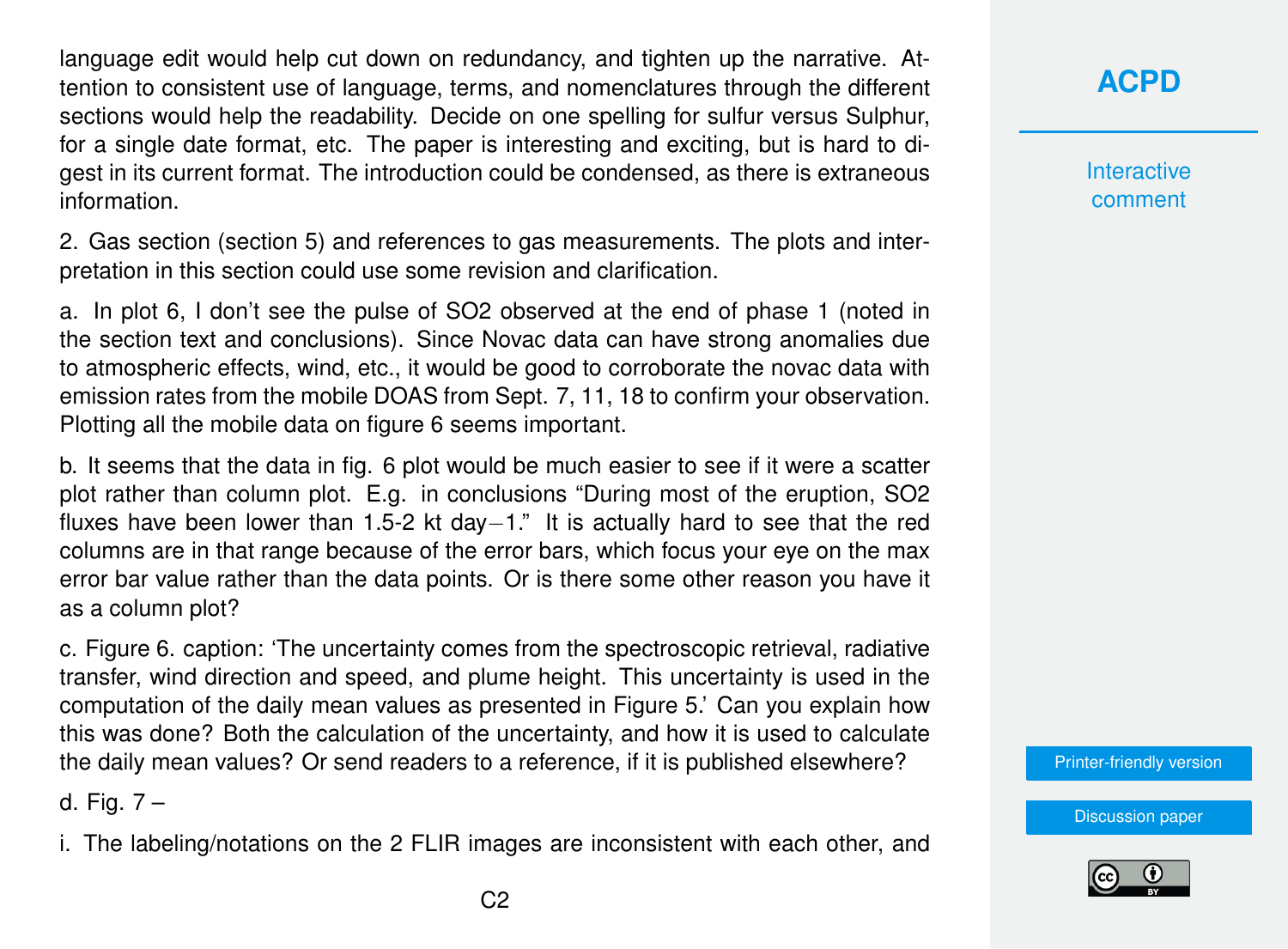language edit would help cut down on redundancy, and tighten up the narrative. Attention to consistent use of language, terms, and nomenclatures through the different sections would help the readability. Decide on one spelling for sulfur versus Sulphur, for a single date format, etc. The paper is interesting and exciting, but is hard to digest in its current format. The introduction could be condensed, as there is extraneous information.

2. Gas section (section 5) and references to gas measurements. The plots and interpretation in this section could use some revision and clarification.

a. In plot 6, I don't see the pulse of $SO_2$ observed at the end of phase 1 (noted in the section text and conclusions). Since Novac data can have strong anomalies due to atmospheric effects, wind, etc., it would be good to corroborate the novac data with emission rates from the mobile DOAS from Sept. 7, 11, 18 to confirm your observation. Plotting all the mobile data on figure 6 seems important.

b. It seems that the data in fig. 6 plot would be much easier to see if it were a scatter plot rather than column plot. E.g. in conclusions "During most of the eruption, $SO_2$ fluxes have been lower than 1.5-2 kt $day^{-1}$." It is actually hard to see that the red columns are in that range because of the error bars, which focus your eye on the max error bar value rather than the data points. Or is there some other reason you have it as a column plot?

c. Figure 6. caption: 'The uncertainty comes from the spectroscopic retrieval, radiative transfer, wind direction and speed, and plume height. This uncertainty is used in the computation of the daily mean values as presented in Figure 5.' Can you explain how this was done? Both the calculation of the uncertainty, and how it is used to calculate the daily mean values? Or send readers to a reference, if it is published elsewhere?

d. Fig. 7 –

i. The labeling/notations on the 2 FLIR images are inconsistent with each other, and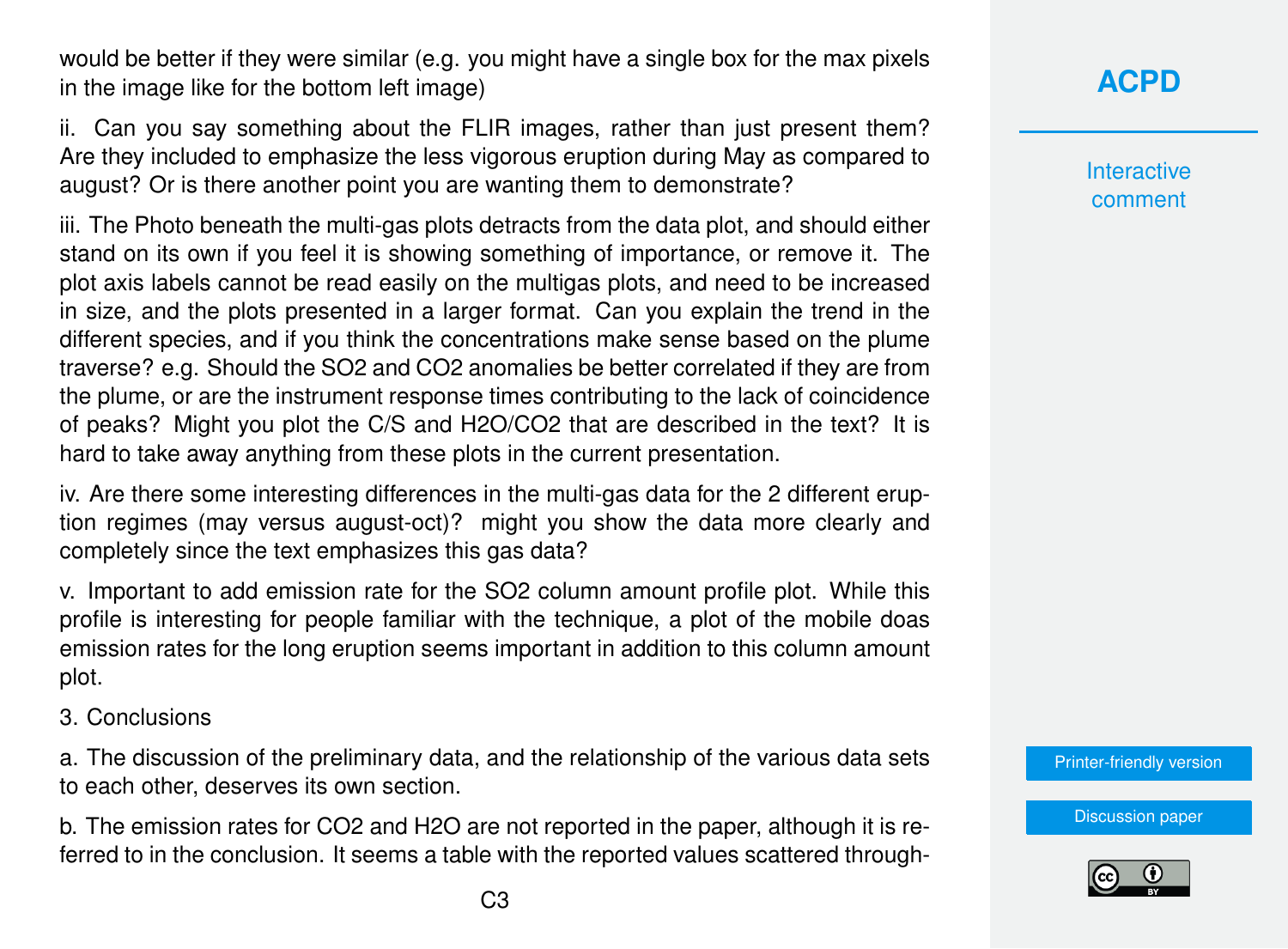would be better if they were similar (e.g. you might have a single box for the max pixels in the image like for the bottom left image)

ii. Can you say something about the FLIR images, rather than just present them? Are they included to emphasize the less vigorous eruption during May as compared to august? Or is there another point you are wanting them to demonstrate?

iii. The Photo beneath the multi-gas plots detracts from the data plot, and should either stand on its own if you feel it is showing something of importance, or remove it. The plot axis labels cannot be read easily on the multigas plots, and need to be increased in size, and the plots presented in a larger format. Can you explain the trend in the different species, and if you think the concentrations make sense based on the plume traverse? e.g. Should the $SO_2$ and $CO_2$ anomalies be better correlated if they are from the plume, or are the instrument response times contributing to the lack of coincidence of peaks? Might you plot the C/S and $H_2O/CO_2$ that are described in the text? It is hard to take away anything from these plots in the current presentation.

iv. Are there some interesting differences in the multi-gas data for the 2 different eruption regimes (may versus august-oct)? might you show the data more clearly and completely since the text emphasizes this gas data?

v. Important to add emission rate for the $SO_2$ column amount profile plot. While this profile is interesting for people familiar with the technique, a plot of the mobile doas emission rates for the long eruption seems important in addition to this column amount plot.

3. Conclusions

a. The discussion of the preliminary data, and the relationship of the various data sets to each other, deserves its own section.

b. The emission rates for $CO_2$ and $H_2O$ are not reported in the paper, although it is referred to in the conclusion. It seems a table with the reported values scattered through-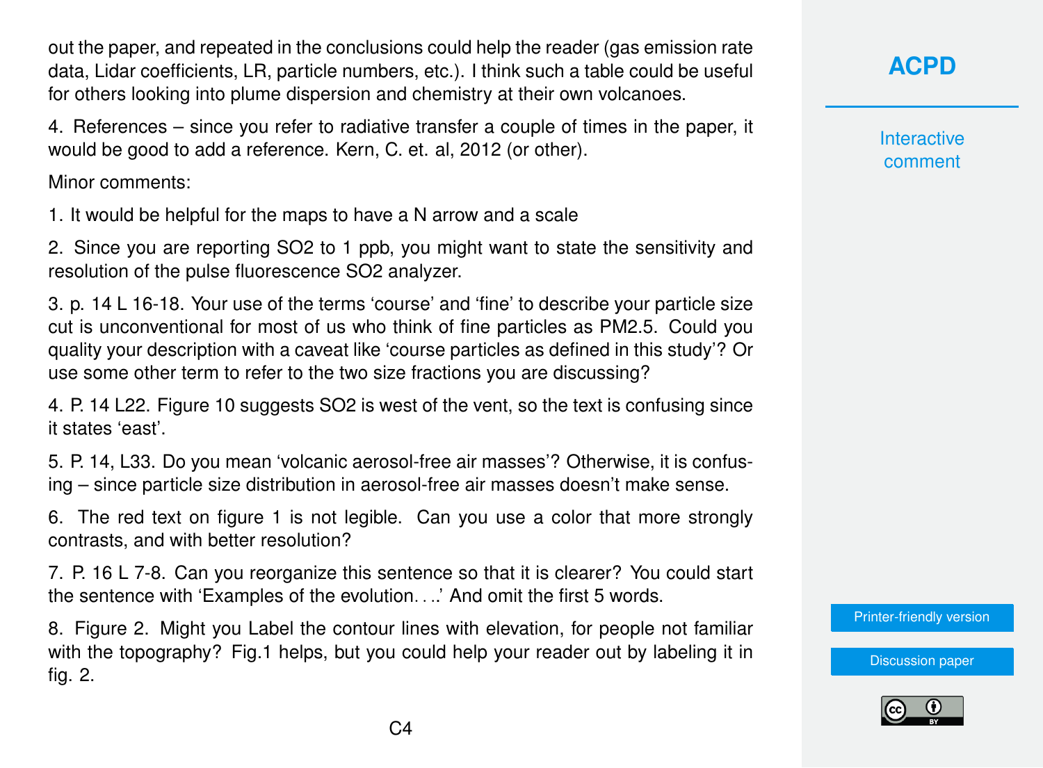out the paper, and repeated in the conclusions could help the reader (gas emission rate data, Lidar coefficients, LR, particle numbers, etc.). I think such a table could be useful for others looking into plume dispersion and chemistry at their own volcanoes.

4. References – since you refer to radiative transfer a couple of times in the paper, it would be good to add a reference. Kern, C. et. al, 2012 (or other).

Minor comments:

1. It would be helpful for the maps to have a N arrow and a scale

2. Since you are reporting $SO_2$ to 1 ppb, you might want to state the sensitivity and resolution of the pulse fluorescence $SO_2$ analyzer.

3. p. 14 L 16-18. Your use of the terms 'course' and 'fine' to describe your particle size cut is unconventional for most of us who think of fine particles as PM2.5. Could you quality your description with a caveat like 'course particles as defined in this study'? Or use some other term to refer to the two size fractions you are discussing?

4. P. 14 L22. Figure 10 suggests $SO_2$ is west of the vent, so the text is confusing since it states 'east'.

5. P. 14, L33. Do you mean 'volcanic aerosol-free air masses'? Otherwise, it is confusing – since particle size distribution in aerosol-free air masses doesn't make sense.

6. The red text on figure 1 is not legible. Can you use a color that more strongly contrasts, and with better resolution?

7. P. 16 L 7-8. Can you reorganize this sentence so that it is clearer? You could start the sentence with 'Examples of the evolution. . ..' And omit the first 5 words.

8. Figure 2. Might you Label the contour lines with elevation, for people not familiar with the topography? Fig.1 helps, but you could help your reader out by labeling it in fig. 2.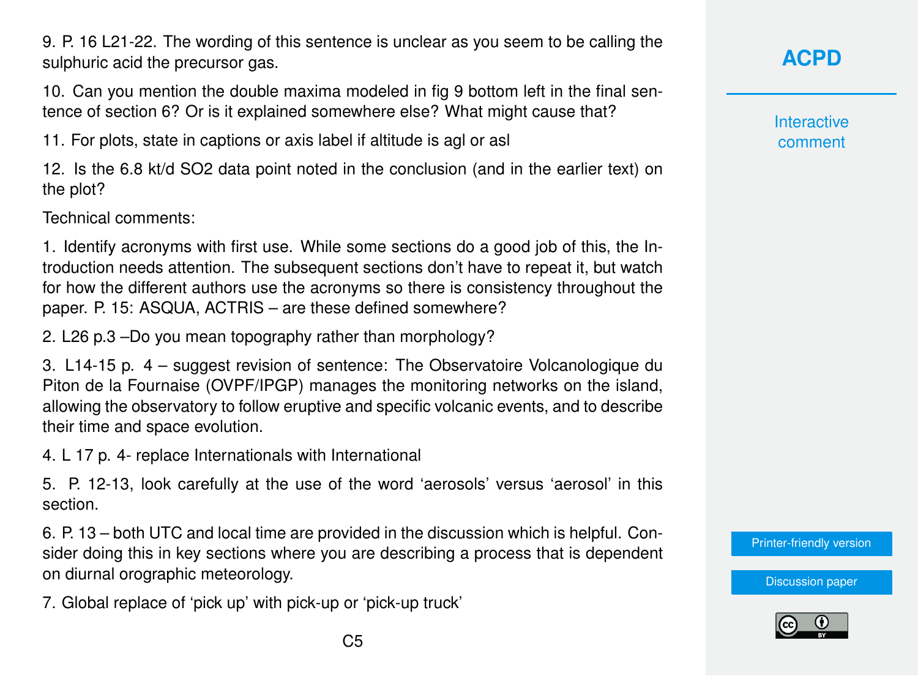9. P. 16 L21-22. The wording of this sentence is unclear as you seem to be calling the sulphuric acid the precursor gas.

10. Can you mention the double maxima modeled in fig 9 bottom left in the final sentence of section 6? Or is it explained somewhere else? What might cause that?

11. For plots, state in captions or axis label if altitude is agl or asl

12. Is the 6.8 kt/d $SO_2$ data point noted in the conclusion (and in the earlier text) on the plot?

Technical comments:

1. Identify acronyms with first use. While some sections do a good job of this, the Introduction needs attention. The subsequent sections don't have to repeat it, but watch for how the different authors use the acronyms so there is consistency throughout the paper. P. 15: ASQUA, ACTRIS – are these defined somewhere?

2. L26 p.3 –Do you mean topography rather than morphology?

3. L14-15 p. 4 – suggest revision of sentence: The Observatoire Volcanologique du Piton de la Fournaise (OVPF/IPGP) manages the monitoring networks on the island, allowing the observatory to follow eruptive and specific volcanic events, and to describe their time and space evolution.

4. L 17 p. 4- replace Internationals with International

5. P. 12-13, look carefully at the use of the word 'aerosols' versus 'aerosol' in this section.

6. P. 13 – both UTC and local time are provided in the discussion which is helpful. Consider doing this in key sections where you are describing a process that is dependent on diurnal orographic meteorology.

7. Global replace of 'pick up' with pick-up or 'pick-up truck'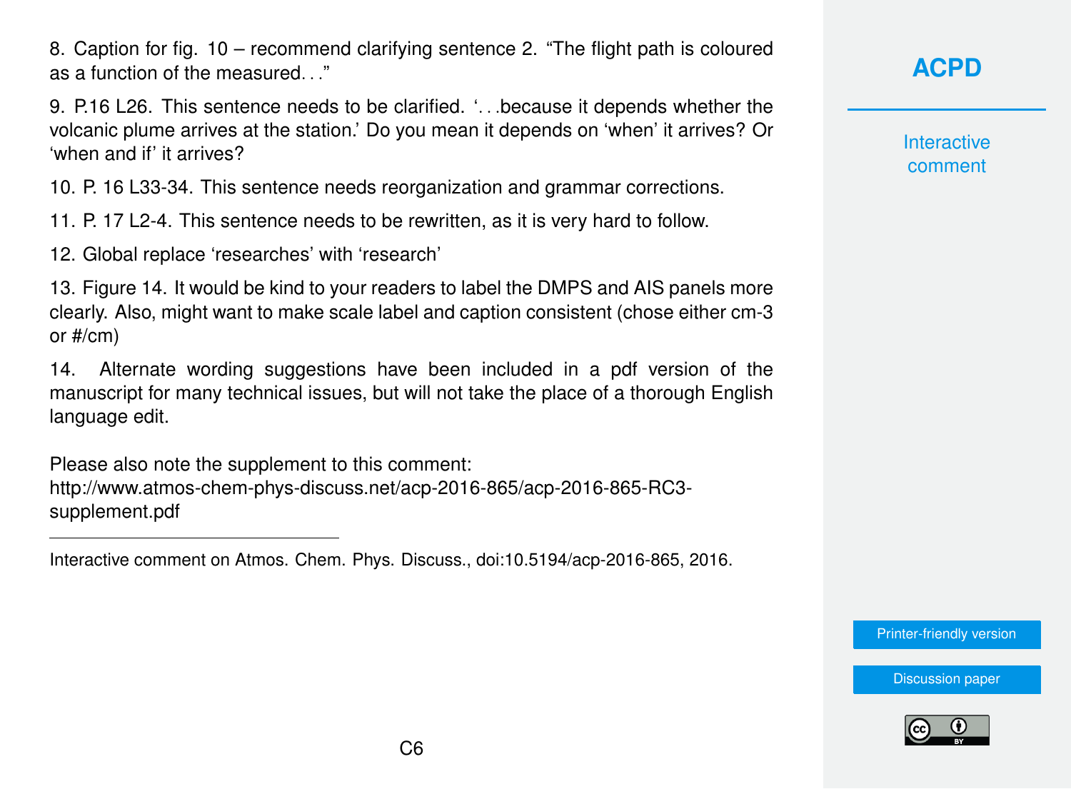8. Caption for fig. 10 – recommend clarifying sentence 2. “The flight path is coloured as a function of the measured. . .”

9. P.16 L26. This sentence needs to be clarified. ‘. . .because it depends whether the volcanic plume arrives at the station.’ Do you mean it depends on ‘when’ it arrives? Or ‘when and if’ it arrives?

10. P. 16 L33-34. This sentence needs reorganization and grammar corrections.

11. P. 17 L2-4. This sentence needs to be rewritten, as it is very hard to follow.

12. Global replace ‘researches’ with ‘research’

13. Figure 14. It would be kind to your readers to label the DMPS and AIS panels more clearly. Also, might want to make scale label and caption consistent (chose either cm-3 or #/cm)

14. Alternate wording suggestions have been included in a pdf version of the manuscript for many technical issues, but will not take the place of a thorough English language edit.

Please also note the supplement to this comment:
http://www.atmos-chem-phys-discuss.net/acp-2016-865/acp-2016-865-RC3-supplement.pdf

---

Interactive comment on Atmos. Chem. Phys. Discuss., doi:10.5194/acp-2016-865, 2016.